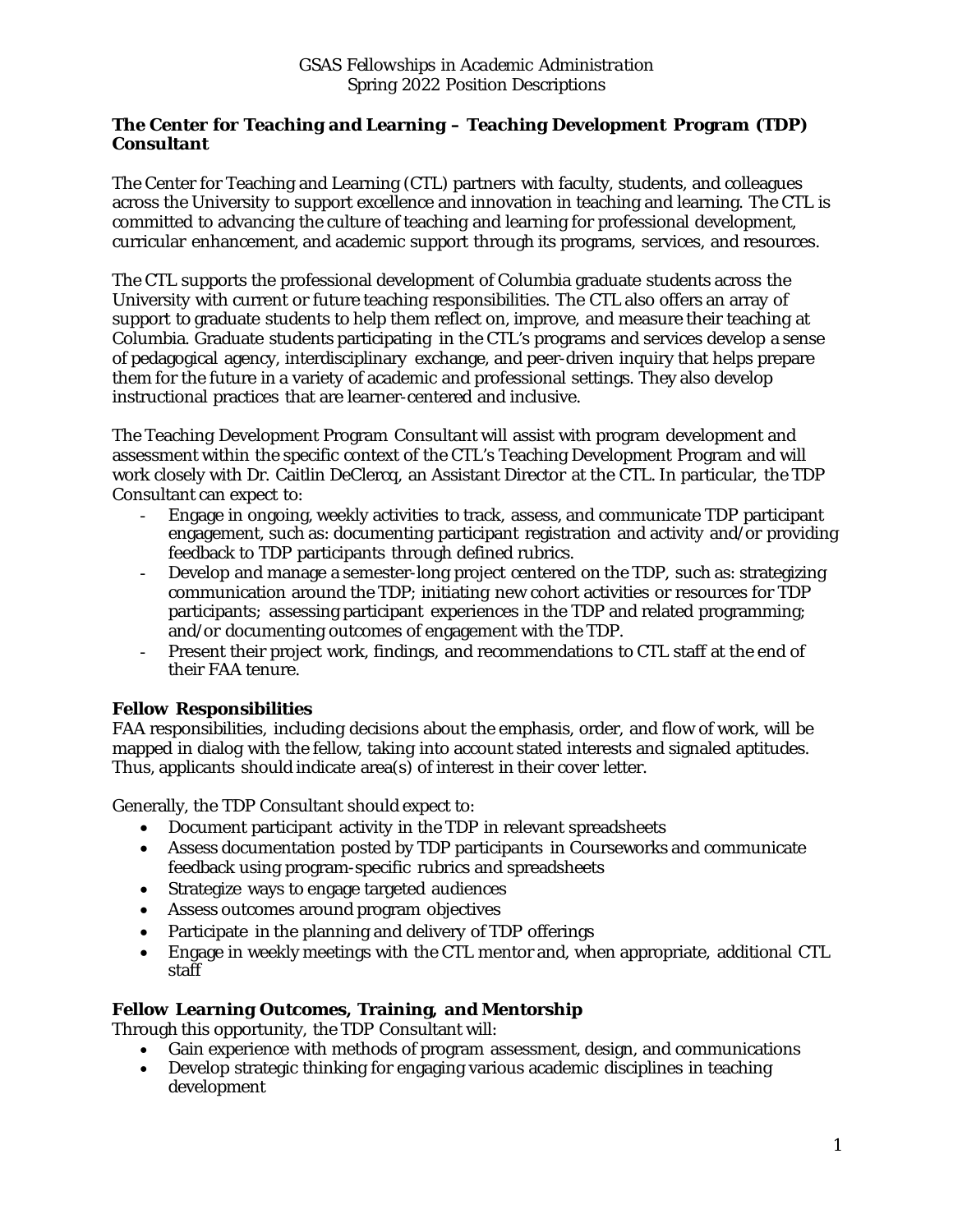*GSAS Fellowships in Academic Administration*
Spring 2022 Position Descriptions

**The Center for Teaching and Learning – Teaching Development Program (TDP) Consultant**

The Center for Teaching and Learning (CTL) partners with faculty, students, and colleagues across the University to support excellence and innovation in teaching and learning. The CTL is committed to advancing the culture of teaching and learning for professional development, curricular enhancement, and academic support through its programs, services, and resources.

The CTL supports the professional development of Columbia graduate students across the University with current or future teaching responsibilities. The CTL also offers an array of support to graduate students to help them reflect on, improve, and measure their teaching at Columbia. Graduate students participating in the CTL's programs and services develop a sense of pedagogical agency, interdisciplinary exchange, and peer-driven inquiry that helps prepare them for the future in a variety of academic and professional settings. They also develop instructional practices that are learner-centered and inclusive.

The Teaching Development Program Consultant will assist with program development and assessment within the specific context of the CTL's Teaching Development Program and will work closely with Dr. Caitlin DeClercq, an Assistant Director at the CTL. In particular, the TDP Consultant can expect to:

- Engage in ongoing, weekly activities to track, assess, and communicate TDP participant engagement, such as: documenting participant registration and activity and/or providing feedback to TDP participants through defined rubrics.
- Develop and manage a semester-long project centered on the TDP, such as: strategizing communication around the TDP; initiating new cohort activities or resources for TDP participants; assessing participant experiences in the TDP and related programming; and/or documenting outcomes of engagement with the TDP.
- Present their project work, findings, and recommendations to CTL staff at the end of their FAA tenure.

**Fellow Responsibilities**
FAA responsibilities, including decisions about the emphasis, order, and flow of work, will be mapped in dialog with the fellow, taking into account stated interests and signaled aptitudes. Thus, applicants should indicate area(s) of interest in their cover letter.

Generally, the TDP Consultant should expect to:

- Document participant activity in the TDP in relevant spreadsheets
- Assess documentation posted by TDP participants in Courseworks and communicate feedback using program-specific rubrics and spreadsheets
- Strategize ways to engage targeted audiences
- Assess outcomes around program objectives
- Participate in the planning and delivery of TDP offerings
- Engage in weekly meetings with the CTL mentor and, when appropriate, additional CTL staff

**Fellow Learning Outcomes, Training, and Mentorship**
Through this opportunity, the TDP Consultant will:

- Gain experience with methods of program assessment, design, and communications
- Develop strategic thinking for engaging various academic disciplines in teaching development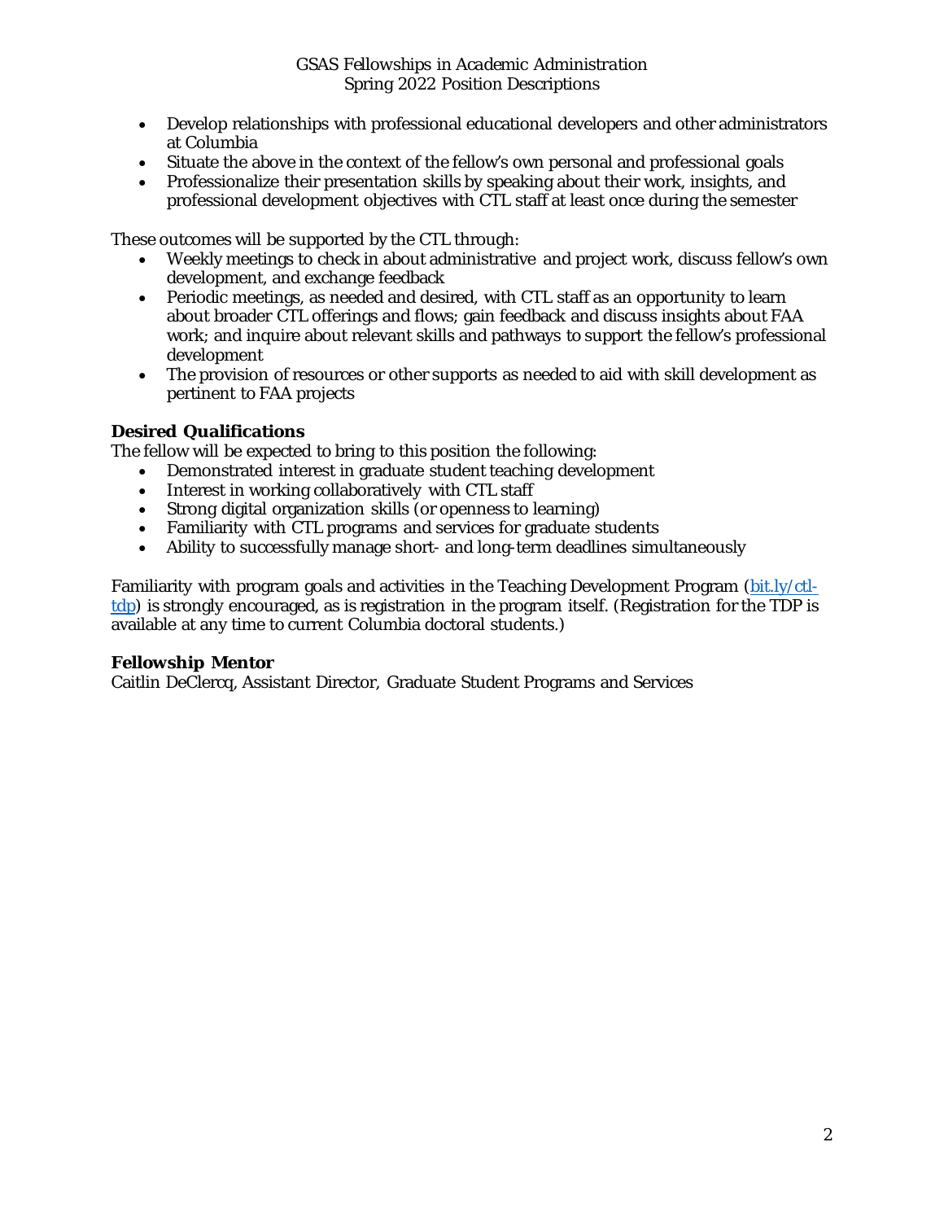- Develop relationships with professional educational developers and other administrators at Columbia
- Situate the above in the context of the fellow's own personal and professional goals
- Professionalize their presentation skills by speaking about their work, insights, and professional development objectives with CTL staff at least once during the semester

These outcomes will be supported by the CTL through:

- Weekly meetings to check in about administrative and project work, discuss fellow's own development, and exchange feedback
- Periodic meetings, as needed and desired, with CTL staff as an opportunity to learn about broader CTL offerings and flows; gain feedback and discuss insights about FAA work; and inquire about relevant skills and pathways to support the fellow's professional development
- The provision of resources or other supports as needed to aid with skill development as pertinent to FAA projects

### Desired Qualifications

The fellow will be expected to bring to this position the following:

- Demonstrated interest in graduate student teaching development
- Interest in working collaboratively with CTL staff
- Strong digital organization skills (or openness to learning)
- Familiarity with CTL programs and services for graduate students
- Ability to successfully manage short- and long-term deadlines simultaneously

Familiarity with program goals and activities in the Teaching Development Program (bit.ly/ctl-tdp) is strongly encouraged, as is registration in the program itself. (Registration for the TDP is available at any time to current Columbia doctoral students.)

### Fellowship Mentor

Caitlin DeClercq, Assistant Director, Graduate Student Programs and Services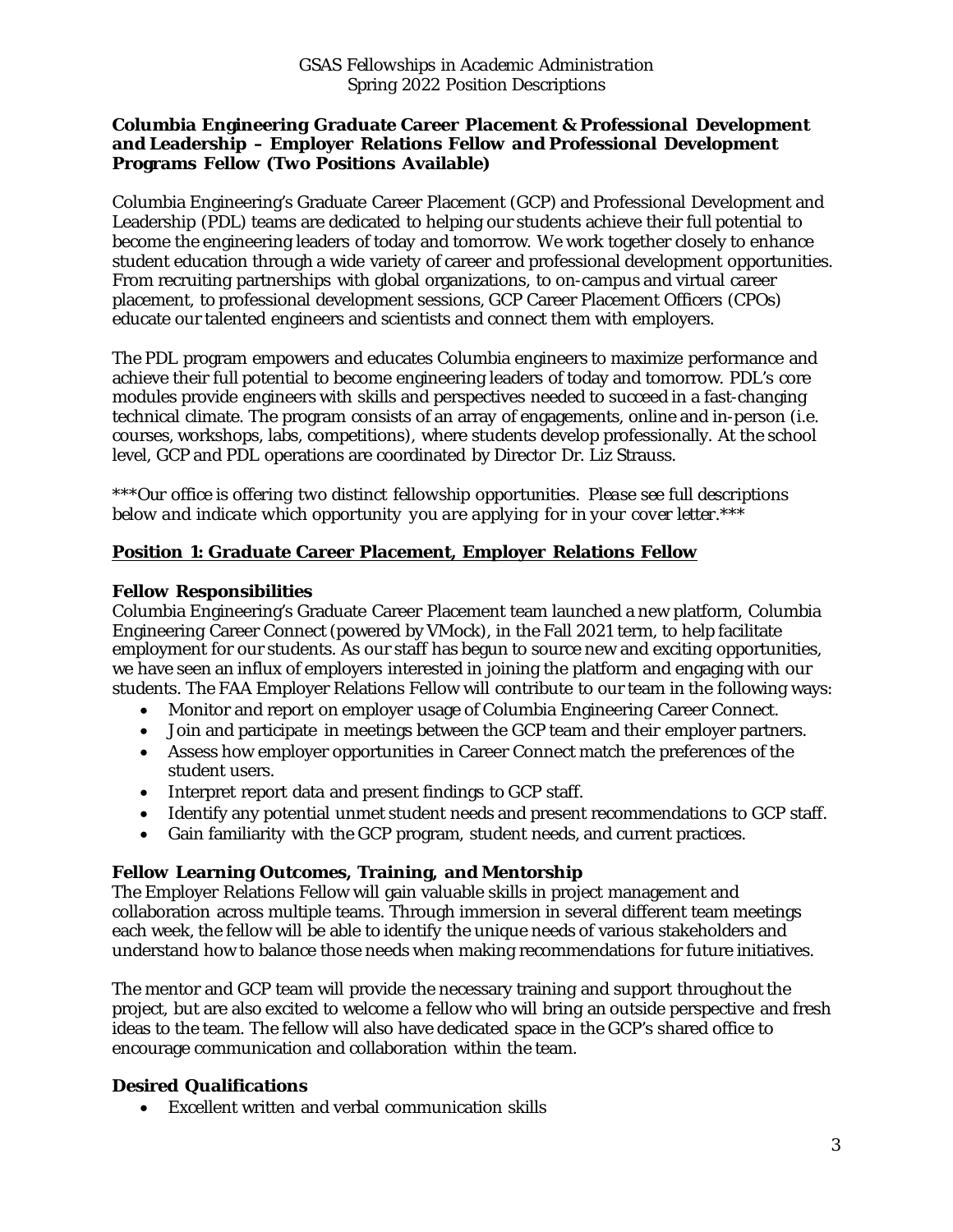**Columbia Engineering Graduate Career Placement & Professional Development and Leadership – Employer Relations Fellow and Professional Development Programs Fellow (Two Positions Available)**

Columbia Engineering's Graduate Career Placement (GCP) and Professional Development and Leadership (PDL) teams are dedicated to helping our students achieve their full potential to become the engineering leaders of today and tomorrow. We work together closely to enhance student education through a wide variety of career and professional development opportunities. From recruiting partnerships with global organizations, to on-campus and virtual career placement, to professional development sessions, GCP Career Placement Officers (CPOs) educate our talented engineers and scientists and connect them with employers.

The PDL program empowers and educates Columbia engineers to maximize performance and achieve their full potential to become engineering leaders of today and tomorrow. PDL's core modules provide engineers with skills and perspectives needed to succeed in a fast-changing technical climate. The program consists of an array of engagements, online and in-person (i.e. courses, workshops, labs, competitions), where students develop professionally. At the school level, GCP and PDL operations are coordinated by Director Dr. Liz Strauss.

*\*\*\*Our office is offering two distinct fellowship opportunities. Please see full descriptions below and indicate which opportunity you are applying for in your cover letter.\*\*\**

**Position 1: Graduate Career Placement, Employer Relations Fellow**

**Fellow Responsibilities**

Columbia Engineering's Graduate Career Placement team launched a new platform, Columbia Engineering Career Connect (powered by VMock), in the Fall 2021 term, to help facilitate employment for our students. As our staff has begun to source new and exciting opportunities, we have seen an influx of employers interested in joining the platform and engaging with our students. The FAA Employer Relations Fellow will contribute to our team in the following ways:

- Monitor and report on employer usage of Columbia Engineering Career Connect.
- Join and participate in meetings between the GCP team and their employer partners.
- Assess how employer opportunities in Career Connect match the preferences of the student users.
- Interpret report data and present findings to GCP staff.
- Identify any potential unmet student needs and present recommendations to GCP staff.
- Gain familiarity with the GCP program, student needs, and current practices.

**Fellow Learning Outcomes, Training, and Mentorship**

The Employer Relations Fellow will gain valuable skills in project management and collaboration across multiple teams. Through immersion in several different team meetings each week, the fellow will be able to identify the unique needs of various stakeholders and understand how to balance those needs when making recommendations for future initiatives.

The mentor and GCP team will provide the necessary training and support throughout the project, but are also excited to welcome a fellow who will bring an outside perspective and fresh ideas to the team. The fellow will also have dedicated space in the GCP's shared office to encourage communication and collaboration within the team.

**Desired Qualifications**

- Excellent written and verbal communication skills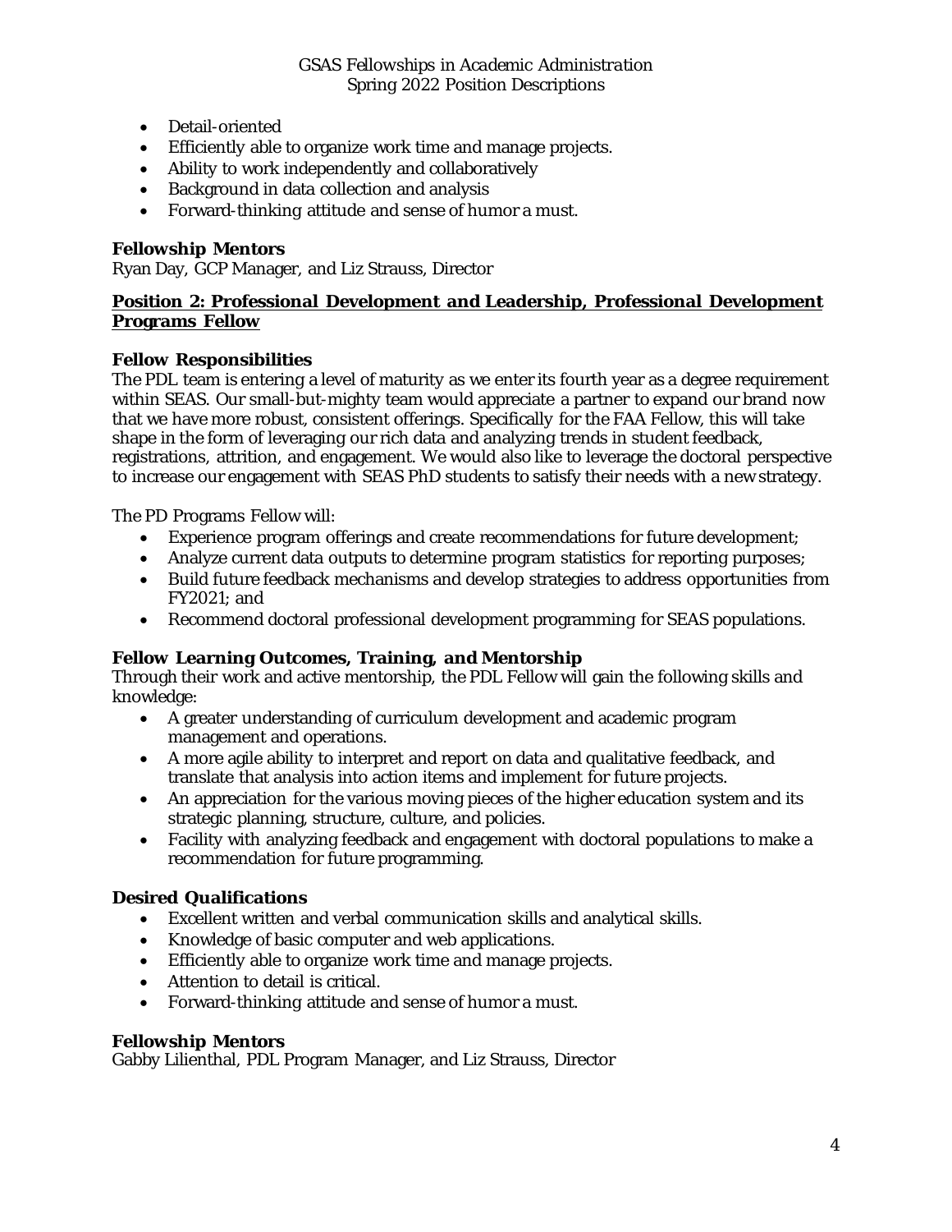- Detail-oriented
- Efficiently able to organize work time and manage projects.
- Ability to work independently and collaboratively
- Background in data collection and analysis
- Forward-thinking attitude and sense of humor a must.

**Fellowship Mentors**

Ryan Day, GCP Manager, and Liz Strauss, Director

## Position 2: Professional Development and Leadership, Professional Development Programs Fellow

**Fellow Responsibilities**

The PDL team is entering a level of maturity as we enter its fourth year as a degree requirement within SEAS. Our small-but-mighty team would appreciate a partner to expand our brand now that we have more robust, consistent offerings. Specifically for the FAA Fellow, this will take shape in the form of leveraging our rich data and analyzing trends in student feedback, registrations, attrition, and engagement. We would also like to leverage the doctoral perspective to increase our engagement with SEAS PhD students to satisfy their needs with a new strategy.

The PD Programs Fellow will:

- Experience program offerings and create recommendations for future development;
- Analyze current data outputs to determine program statistics for reporting purposes;
- Build future feedback mechanisms and develop strategies to address opportunities from FY2021; and
- Recommend doctoral professional development programming for SEAS populations.

**Fellow Learning Outcomes, Training, and Mentorship**

Through their work and active mentorship, the PDL Fellow will gain the following skills and knowledge:

- A greater understanding of curriculum development and academic program management and operations.
- A more agile ability to interpret and report on data and qualitative feedback, and translate that analysis into action items and implement for future projects.
- An appreciation for the various moving pieces of the higher education system and its strategic planning, structure, culture, and policies.
- Facility with analyzing feedback and engagement with doctoral populations to make a recommendation for future programming.

**Desired Qualifications**

- Excellent written and verbal communication skills and analytical skills.
- Knowledge of basic computer and web applications.
- Efficiently able to organize work time and manage projects.
- Attention to detail is critical.
- Forward-thinking attitude and sense of humor a must.

**Fellowship Mentors**

Gabby Lilienthal, PDL Program Manager, and Liz Strauss, Director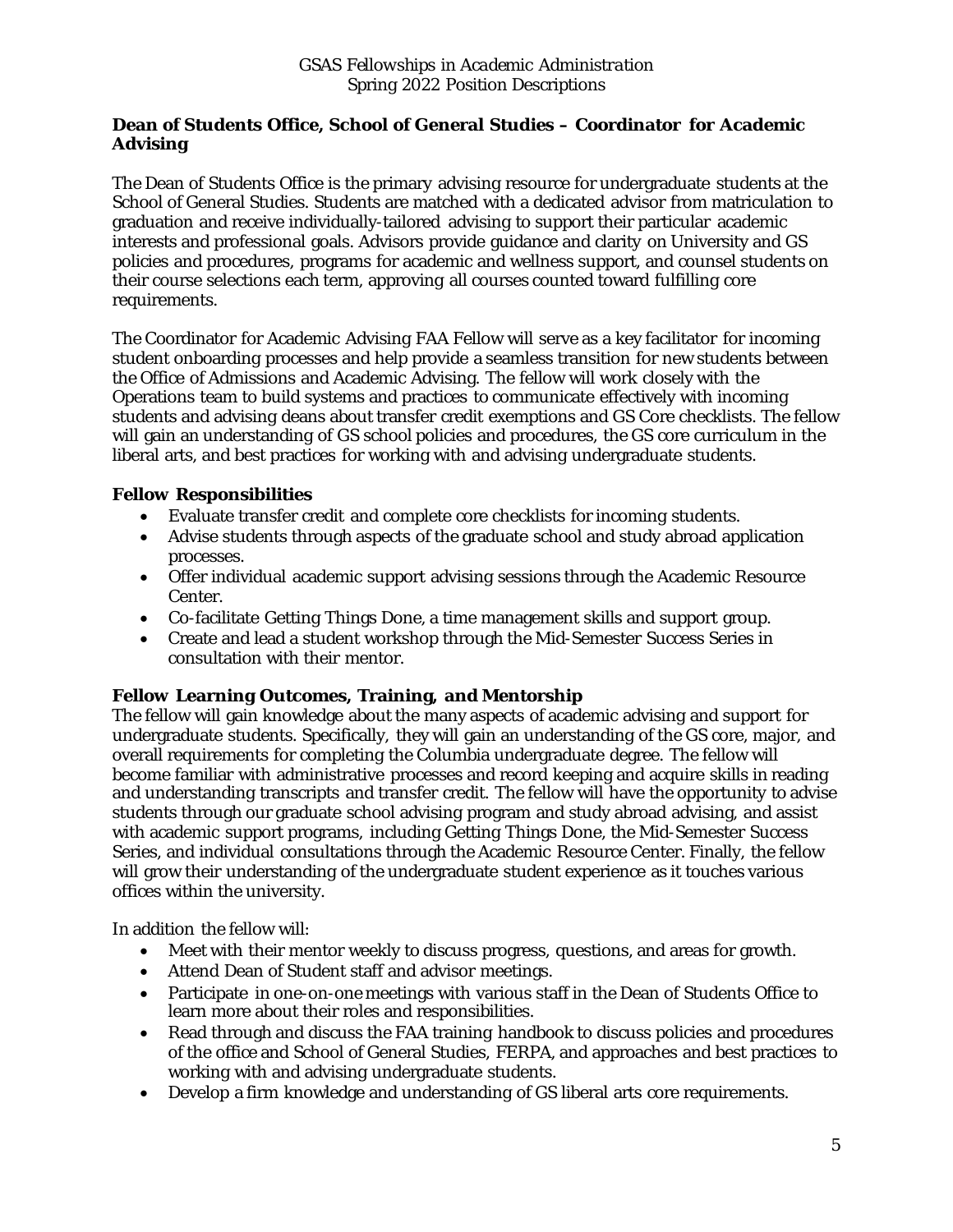**Dean of Students Office, School of General Studies – Coordinator for Academic Advising**

The Dean of Students Office is the primary advising resource for undergraduate students at the School of General Studies. Students are matched with a dedicated advisor from matriculation to graduation and receive individually-tailored advising to support their particular academic interests and professional goals. Advisors provide guidance and clarity on University and GS policies and procedures, programs for academic and wellness support, and counsel students on their course selections each term, approving all courses counted toward fulfilling core requirements.

The Coordinator for Academic Advising FAA Fellow will serve as a key facilitator for incoming student onboarding processes and help provide a seamless transition for new students between the Office of Admissions and Academic Advising. The fellow will work closely with the Operations team to build systems and practices to communicate effectively with incoming students and advising deans about transfer credit exemptions and GS Core checklists. The fellow will gain an understanding of GS school policies and procedures, the GS core curriculum in the liberal arts, and best practices for working with and advising undergraduate students.

**Fellow Responsibilities**

- Evaluate transfer credit and complete core checklists for incoming students.
- Advise students through aspects of the graduate school and study abroad application processes.
- Offer individual academic support advising sessions through the Academic Resource Center.
- Co-facilitate Getting Things Done, a time management skills and support group.
- Create and lead a student workshop through the Mid-Semester Success Series in consultation with their mentor.

**Fellow Learning Outcomes, Training, and Mentorship**

The fellow will gain knowledge about the many aspects of academic advising and support for undergraduate students. Specifically, they will gain an understanding of the GS core, major, and overall requirements for completing the Columbia undergraduate degree. The fellow will become familiar with administrative processes and record keeping and acquire skills in reading and understanding transcripts and transfer credit. The fellow will have the opportunity to advise students through our graduate school advising program and study abroad advising, and assist with academic support programs, including Getting Things Done, the Mid-Semester Success Series, and individual consultations through the Academic Resource Center. Finally, the fellow will grow their understanding of the undergraduate student experience as it touches various offices within the university.

In addition the fellow will:

- Meet with their mentor weekly to discuss progress, questions, and areas for growth.
- Attend Dean of Student staff and advisor meetings.
- Participate in one-on-one meetings with various staff in the Dean of Students Office to learn more about their roles and responsibilities.
- Read through and discuss the FAA training handbook to discuss policies and procedures of the office and School of General Studies, FERPA, and approaches and best practices to working with and advising undergraduate students.
- Develop a firm knowledge and understanding of GS liberal arts core requirements.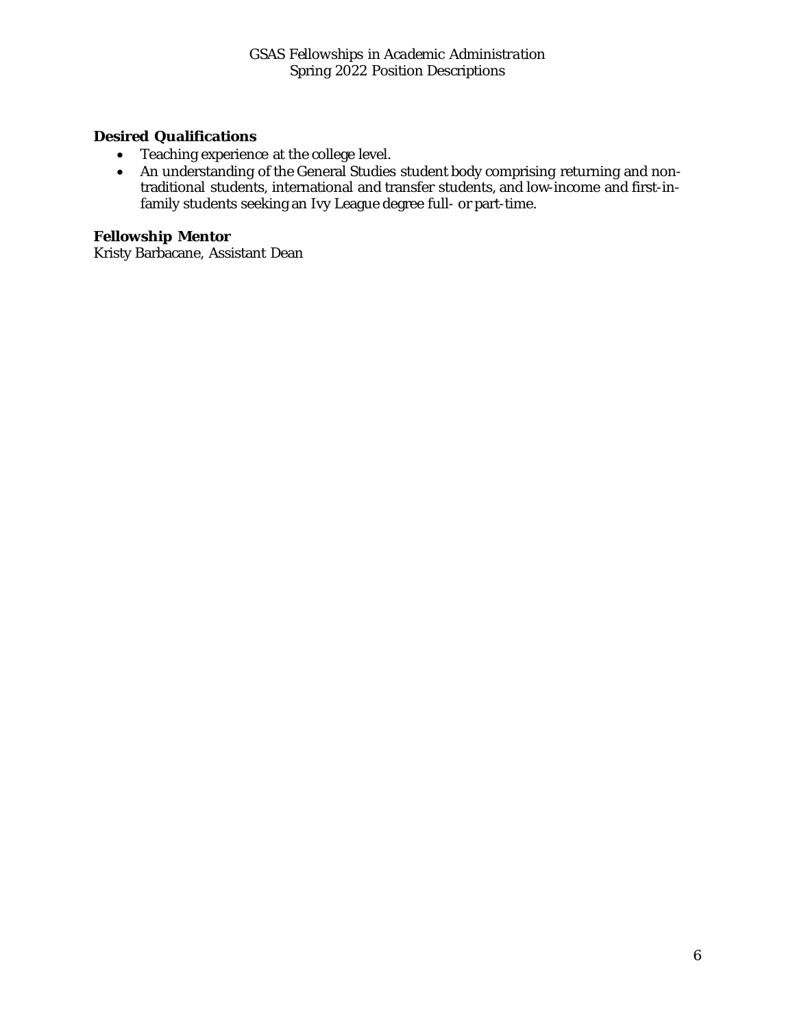### Desired Qualifications

- Teaching experience at the college level.
- An understanding of the General Studies student body comprising returning and non-traditional students, international and transfer students, and low-income and first-in-family students seeking an Ivy League degree full- or part-time.

### Fellowship Mentor

Kristy Barbacane, Assistant Dean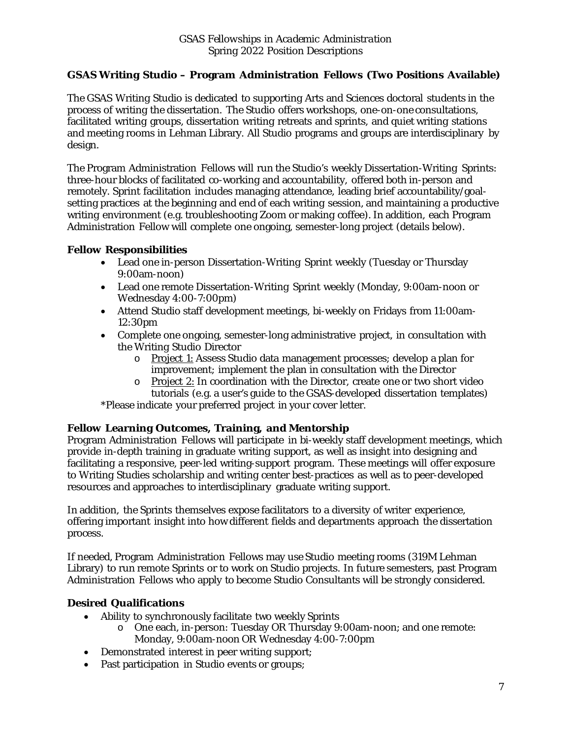## GSAS Writing Studio – Program Administration Fellows (Two Positions Available)

The GSAS Writing Studio is dedicated to supporting Arts and Sciences doctoral students in the process of writing the dissertation. The Studio offers workshops, one-on-one consultations, facilitated writing groups, dissertation writing retreats and sprints, and quiet writing stations and meeting rooms in Lehman Library. All Studio programs and groups are interdisciplinary by design.

The Program Administration Fellows will run the Studio's weekly Dissertation-Writing Sprints: three-hour blocks of facilitated co-working and accountability, offered both in-person and remotely. Sprint facilitation includes managing attendance, leading brief accountability/goal-setting practices at the beginning and end of each writing session, and maintaining a productive writing environment (e.g. troubleshooting Zoom or making coffee). In addition, each Program Administration Fellow will complete one ongoing, semester-long project (details below).

### Fellow Responsibilities

- Lead one in-person Dissertation-Writing Sprint weekly (Tuesday or Thursday 9:00am-noon)
- Lead one remote Dissertation-Writing Sprint weekly (Monday, 9:00am-noon or Wednesday 4:00-7:00pm)
- Attend Studio staff development meetings, bi-weekly on Fridays from 11:00am-12:30pm
- Complete one ongoing, semester-long administrative project, in consultation with the Writing Studio Director
  - Project 1: Assess Studio data management processes; develop a plan for improvement; implement the plan in consultation with the Director
  - Project 2: In coordination with the Director, create one or two short video tutorials (e.g. a user's guide to the GSAS-developed dissertation templates)

*Please indicate your preferred project in your cover letter.

### Fellow Learning Outcomes, Training, and Mentorship

Program Administration Fellows will participate in bi-weekly staff development meetings, which provide in-depth training in graduate writing support, as well as insight into designing and facilitating a responsive, peer-led writing-support program. These meetings will offer exposure to Writing Studies scholarship and writing center best-practices as well as to peer-developed resources and approaches to interdisciplinary graduate writing support.

In addition, the Sprints themselves expose facilitators to a diversity of writer experience, offering important insight into how different fields and departments approach the dissertation process.

If needed, Program Administration Fellows may use Studio meeting rooms (319M Lehman Library) to run remote Sprints or to work on Studio projects. In future semesters, past Program Administration Fellows who apply to become Studio Consultants will be strongly considered.

### Desired Qualifications

- Ability to synchronously facilitate two weekly Sprints
  - One each, in-person: Tuesday OR Thursday 9:00am-noon; and one remote: Monday, 9:00am-noon OR Wednesday 4:00-7:00pm
- Demonstrated interest in peer writing support;
- Past participation in Studio events or groups;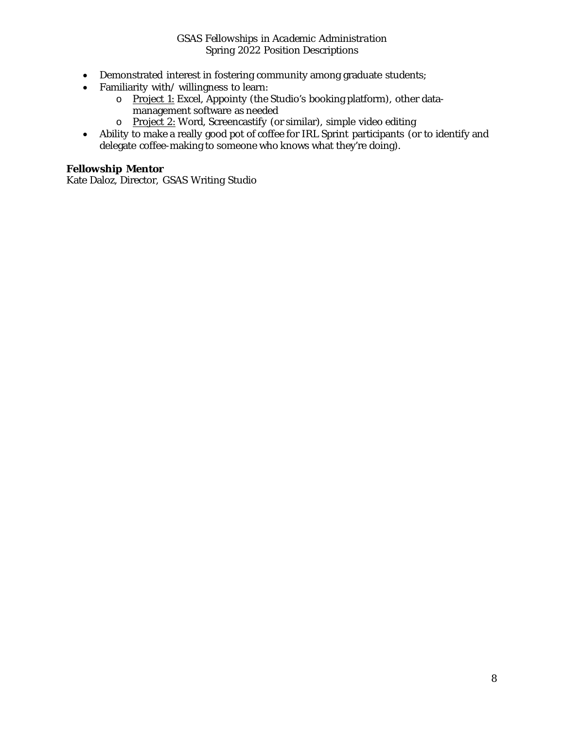- Demonstrated interest in fostering community among graduate students;
- Familiarity with/ willingness to learn:
  - Project 1: Excel, Appointy (the Studio's booking platform), other data-management software as needed
  - Project 2: Word, Screencastify (or similar), simple video editing
- Ability to make a really good pot of coffee for IRL Sprint participants (or to identify and delegate coffee-making to someone who knows what they're doing).

**Fellowship Mentor**
Kate Daloz, Director, GSAS Writing Studio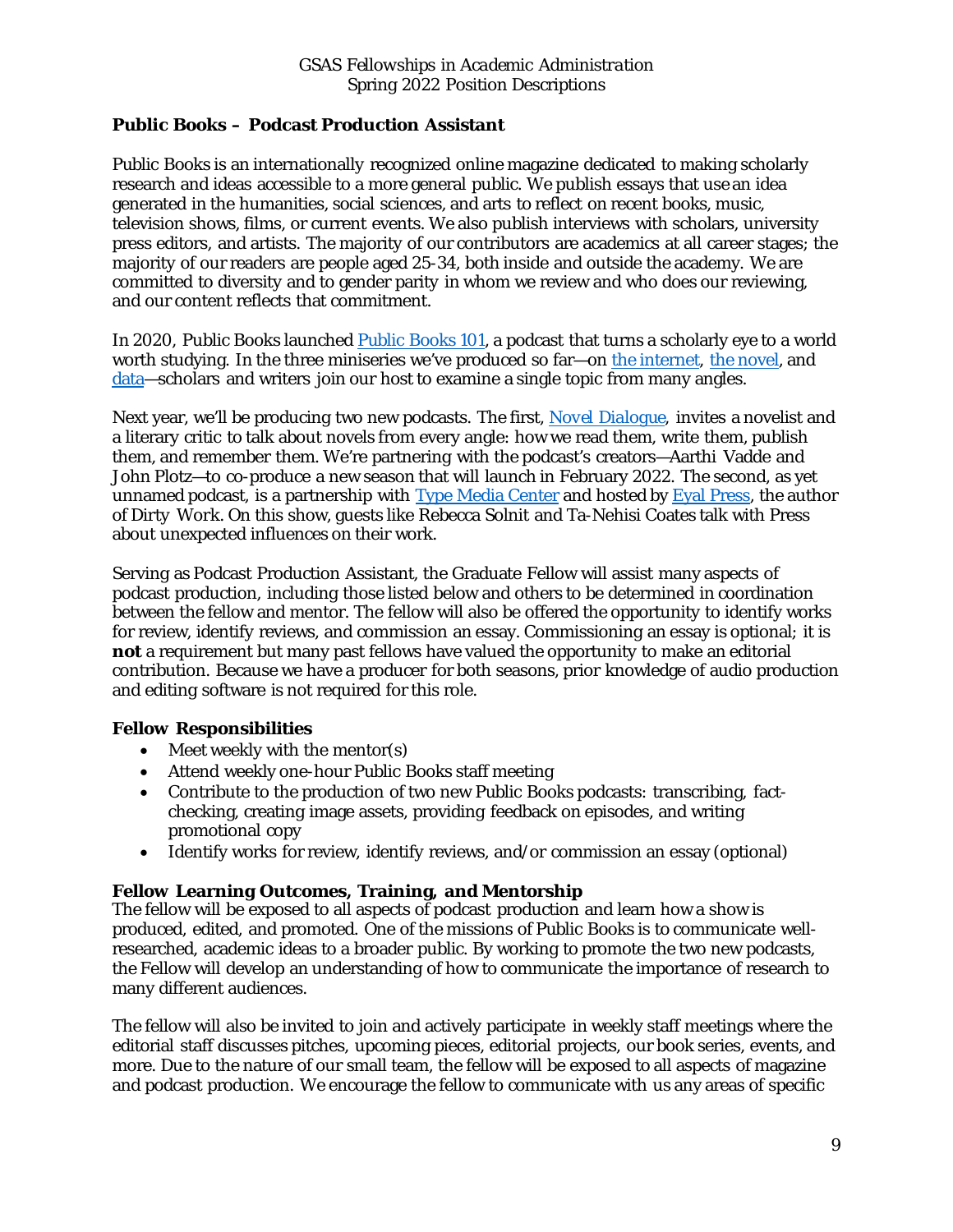## Public Books – Podcast Production Assistant

Public Books is an internationally recognized online magazine dedicated to making scholarly research and ideas accessible to a more general public. We publish essays that use an idea generated in the humanities, social sciences, and arts to reflect on recent books, music, television shows, films, or current events. We also publish interviews with scholars, university press editors, and artists. The majority of our contributors are academics at all career stages; the majority of our readers are people aged 25-34, both inside and outside the academy. We are committed to diversity and to gender parity in whom we review and who does our reviewing, and our content reflects that commitment.

In 2020, Public Books launched Public Books 101, a podcast that turns a scholarly eye to a world worth studying. In the three miniseries we've produced so far—on the internet, the novel, and data—scholars and writers join our host to examine a single topic from many angles.

Next year, we'll be producing two new podcasts. The first, Novel Dialogue, invites a novelist and a literary critic to talk about novels from every angle: how we read them, write them, publish them, and remember them. We're partnering with the podcast's creators—Aarthi Vadde and John Plotz—to co-produce a new season that will launch in February 2022. The second, as yet unnamed podcast, is a partnership with Type Media Center and hosted by Eyal Press, the author of Dirty Work. On this show, guests like Rebecca Solnit and Ta-Nehisi Coates talk with Press about unexpected influences on their work.

Serving as Podcast Production Assistant, the Graduate Fellow will assist many aspects of podcast production, including those listed below and others to be determined in coordination between the fellow and mentor. The fellow will also be offered the opportunity to identify works for review, identify reviews, and commission an essay. Commissioning an essay is optional; it is **not** a requirement but many past fellows have valued the opportunity to make an editorial contribution. Because we have a producer for both seasons, prior knowledge of audio production and editing software is not required for this role.

### Fellow Responsibilities

- Meet weekly with the mentor(s)
- Attend weekly one-hour Public Books staff meeting
- Contribute to the production of two new Public Books podcasts: transcribing, fact-checking, creating image assets, providing feedback on episodes, and writing promotional copy
- Identify works for review, identify reviews, and/or commission an essay (optional)

### Fellow Learning Outcomes, Training, and Mentorship

The fellow will be exposed to all aspects of podcast production and learn how a show is produced, edited, and promoted. One of the missions of Public Books is to communicate well-researched, academic ideas to a broader public. By working to promote the two new podcasts, the Fellow will develop an understanding of how to communicate the importance of research to many different audiences.

The fellow will also be invited to join and actively participate in weekly staff meetings where the editorial staff discusses pitches, upcoming pieces, editorial projects, our book series, events, and more. Due to the nature of our small team, the fellow will be exposed to all aspects of magazine and podcast production. We encourage the fellow to communicate with us any areas of specific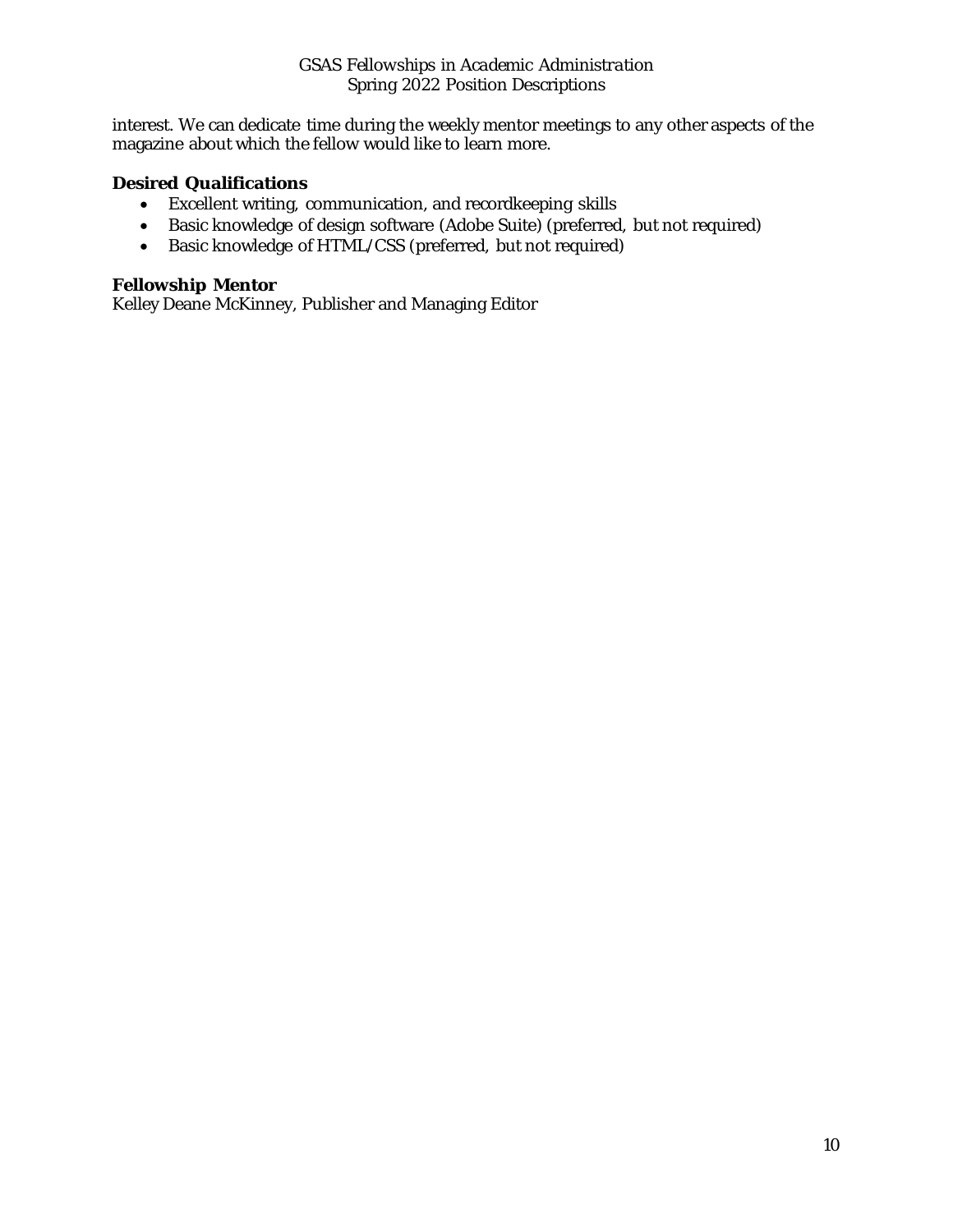interest. We can dedicate time during the weekly mentor meetings to any other aspects of the magazine about which the fellow would like to learn more.

### Desired Qualifications

- Excellent writing, communication, and recordkeeping skills
- Basic knowledge of design software (Adobe Suite) (preferred, but not required)
- Basic knowledge of HTML/CSS (preferred, but not required)

### Fellowship Mentor

Kelley Deane McKinney, Publisher and Managing Editor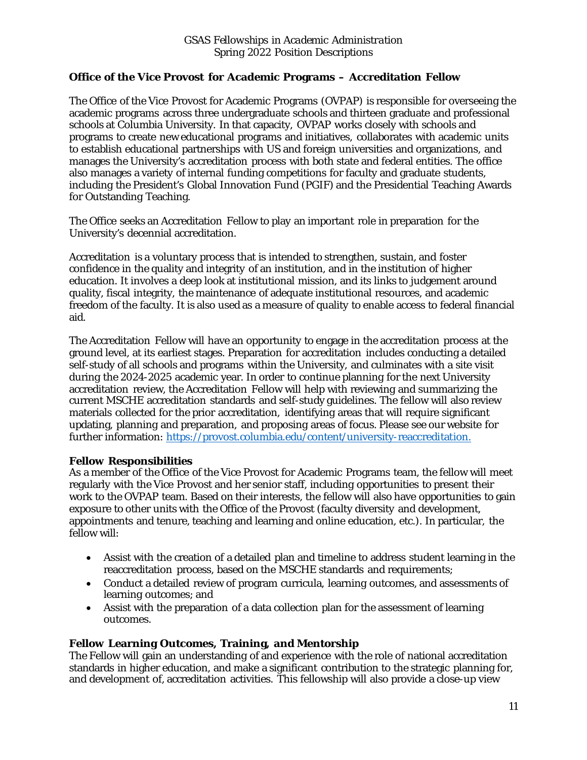## Office of the Vice Provost for Academic Programs – Accreditation Fellow

The Office of the Vice Provost for Academic Programs (OVPAP) is responsible for overseeing the academic programs across three undergraduate schools and thirteen graduate and professional schools at Columbia University. In that capacity, OVPAP works closely with schools and programs to create new educational programs and initiatives, collaborates with academic units to establish educational partnerships with US and foreign universities and organizations, and manages the University's accreditation process with both state and federal entities. The office also manages a variety of internal funding competitions for faculty and graduate students, including the President's Global Innovation Fund (PGIF) and the Presidential Teaching Awards for Outstanding Teaching.

The Office seeks an Accreditation Fellow to play an important role in preparation for the University's decennial accreditation.

Accreditation is a voluntary process that is intended to strengthen, sustain, and foster confidence in the quality and integrity of an institution, and in the institution of higher education. It involves a deep look at institutional mission, and its links to judgement around quality, fiscal integrity, the maintenance of adequate institutional resources, and academic freedom of the faculty. It is also used as a measure of quality to enable access to federal financial aid.

The Accreditation Fellow will have an opportunity to engage in the accreditation process at the ground level, at its earliest stages. Preparation for accreditation includes conducting a detailed self-study of all schools and programs within the University, and culminates with a site visit during the 2024-2025 academic year. In order to continue planning for the next University accreditation review, the Accreditation Fellow will help with reviewing and summarizing the current MSCHE accreditation standards and self-study guidelines. The fellow will also review materials collected for the prior accreditation, identifying areas that will require significant updating, planning and preparation, and proposing areas of focus. Please see our website for further information: https://provost.columbia.edu/content/university-reaccreditation.

### Fellow Responsibilities

As a member of the Office of the Vice Provost for Academic Programs team, the fellow will meet regularly with the Vice Provost and her senior staff, including opportunities to present their work to the OVPAP team. Based on their interests, the fellow will also have opportunities to gain exposure to other units with the Office of the Provost (faculty diversity and development, appointments and tenure, teaching and learning and online education, etc.). In particular, the fellow will:

- Assist with the creation of a detailed plan and timeline to address student learning in the reaccreditation process, based on the MSCHE standards and requirements;
- Conduct a detailed review of program curricula, learning outcomes, and assessments of learning outcomes; and
- Assist with the preparation of a data collection plan for the assessment of learning outcomes.

### Fellow Learning Outcomes, Training, and Mentorship

The Fellow will gain an understanding of and experience with the role of national accreditation standards in higher education, and make a significant contribution to the strategic planning for, and development of, accreditation activities. This fellowship will also provide a close-up view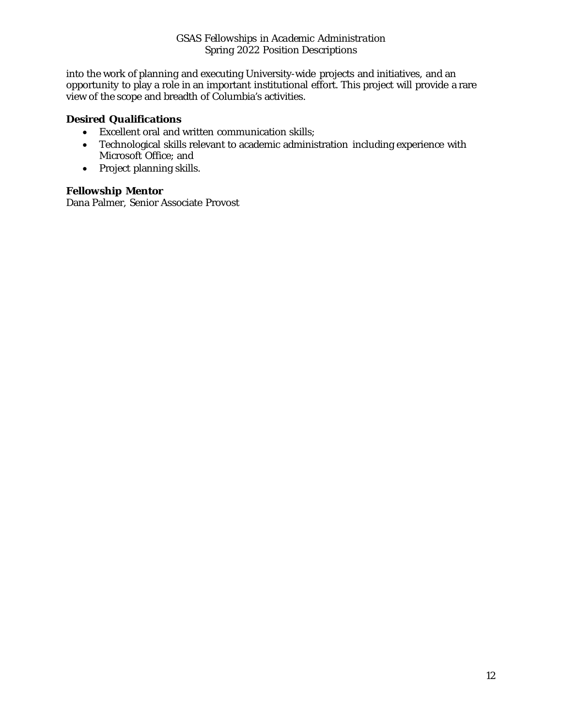into the work of planning and executing University-wide projects and initiatives, and an opportunity to play a role in an important institutional effort. This project will provide a rare view of the scope and breadth of Columbia's activities.

**Desired Qualifications**

- Excellent oral and written communication skills;
- Technological skills relevant to academic administration including experience with Microsoft Office; and
- Project planning skills.

**Fellowship Mentor**

Dana Palmer, Senior Associate Provost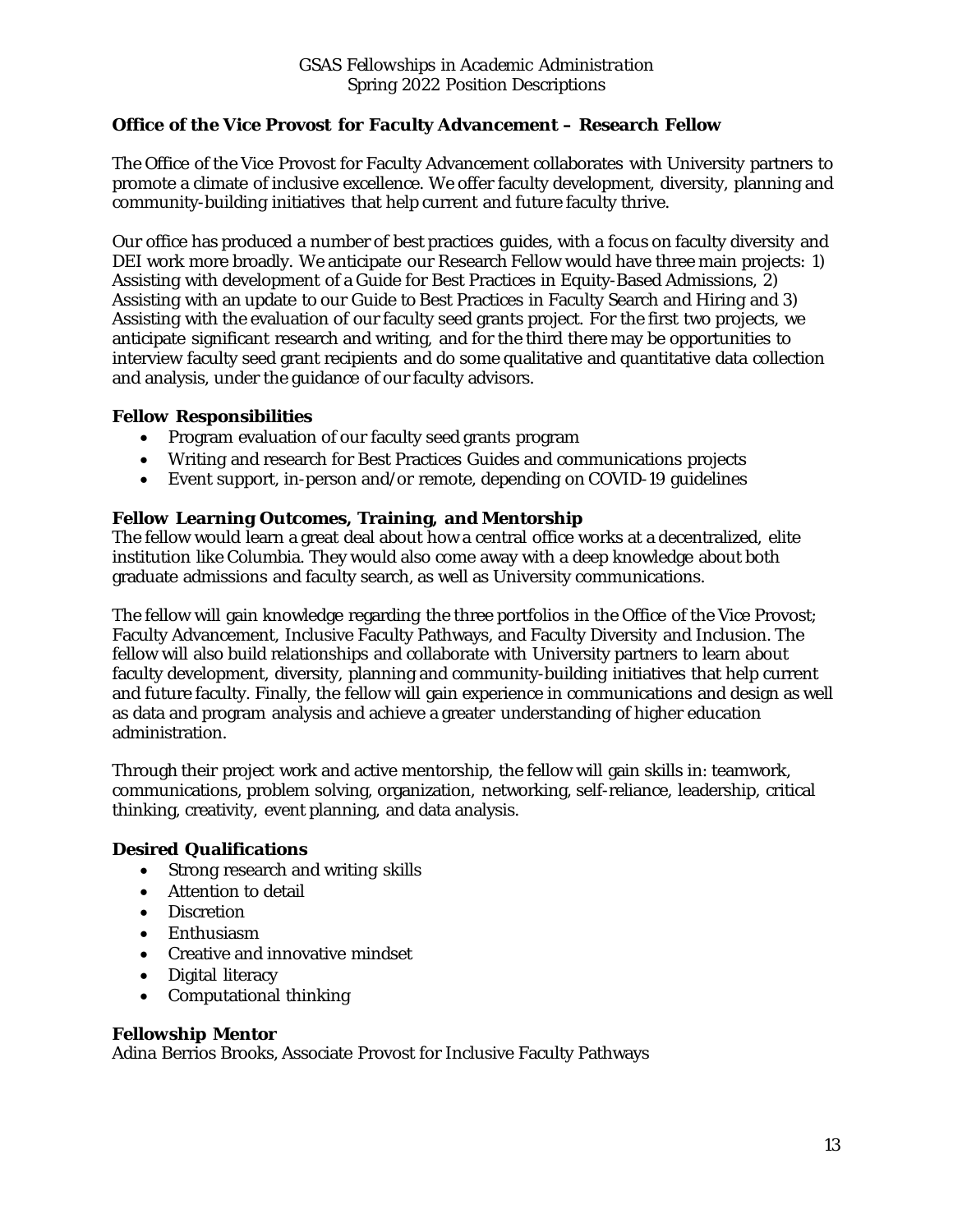## Office of the Vice Provost for Faculty Advancement – Research Fellow

The Office of the Vice Provost for Faculty Advancement collaborates with University partners to promote a climate of inclusive excellence. We offer faculty development, diversity, planning and community-building initiatives that help current and future faculty thrive.

Our office has produced a number of best practices guides, with a focus on faculty diversity and DEI work more broadly. We anticipate our Research Fellow would have three main projects: 1) Assisting with development of a Guide for Best Practices in Equity-Based Admissions, 2) Assisting with an update to our Guide to Best Practices in Faculty Search and Hiring and 3) Assisting with the evaluation of our faculty seed grants project. For the first two projects, we anticipate significant research and writing, and for the third there may be opportunities to interview faculty seed grant recipients and do some qualitative and quantitative data collection and analysis, under the guidance of our faculty advisors.

### Fellow Responsibilities

- Program evaluation of our faculty seed grants program
- Writing and research for Best Practices Guides and communications projects
- Event support, in-person and/or remote, depending on COVID-19 guidelines

### Fellow Learning Outcomes, Training, and Mentorship

The fellow would learn a great deal about how a central office works at a decentralized, elite institution like Columbia. They would also come away with a deep knowledge about both graduate admissions and faculty search, as well as University communications.

The fellow will gain knowledge regarding the three portfolios in the Office of the Vice Provost; Faculty Advancement, Inclusive Faculty Pathways, and Faculty Diversity and Inclusion. The fellow will also build relationships and collaborate with University partners to learn about faculty development, diversity, planning and community-building initiatives that help current and future faculty. Finally, the fellow will gain experience in communications and design as well as data and program analysis and achieve a greater understanding of higher education administration.

Through their project work and active mentorship, the fellow will gain skills in: teamwork, communications, problem solving, organization, networking, self-reliance, leadership, critical thinking, creativity, event planning, and data analysis.

### Desired Qualifications

- Strong research and writing skills
- Attention to detail
- Discretion
- Enthusiasm
- Creative and innovative mindset
- Digital literacy
- Computational thinking

### Fellowship Mentor

Adina Berrios Brooks, Associate Provost for Inclusive Faculty Pathways